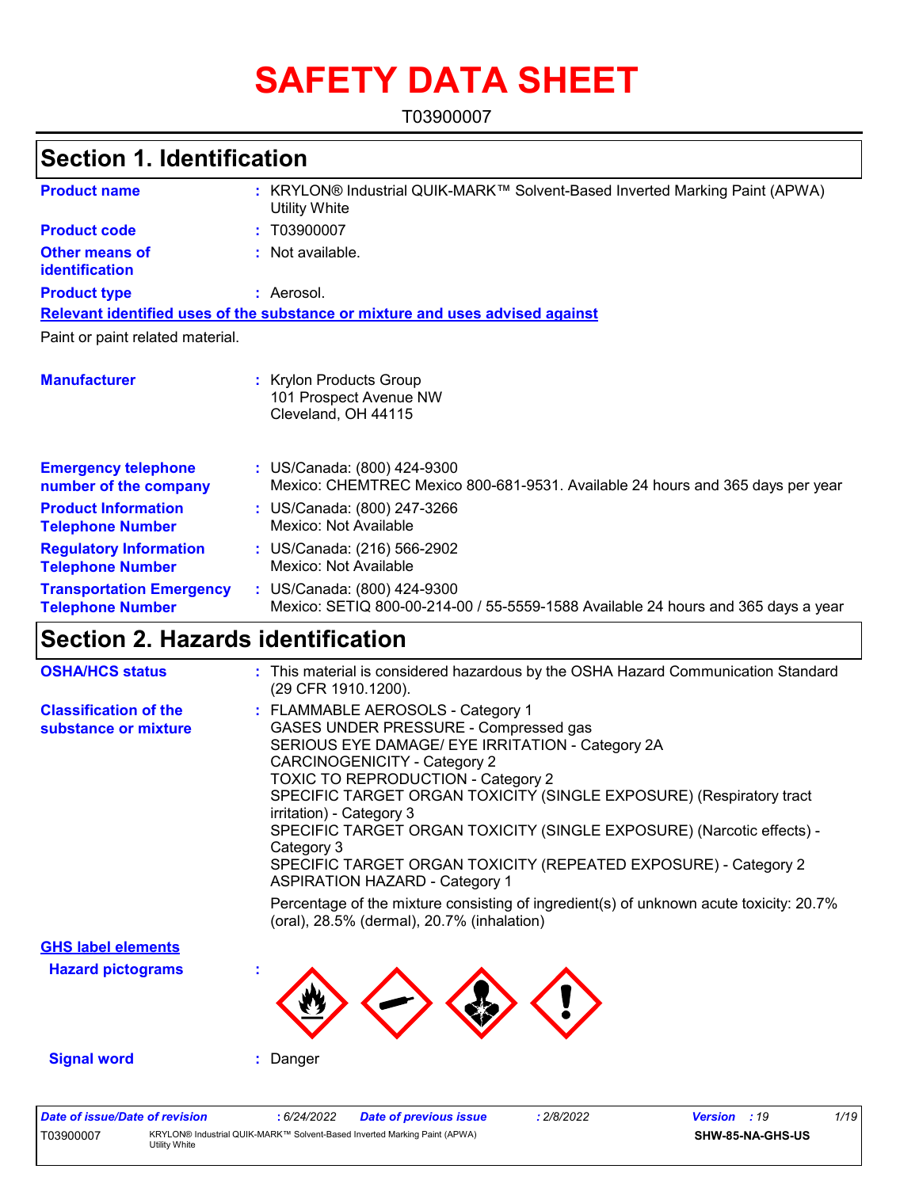# SAFETY DATA SHEET

T03900007

## Section 1. Identification

**Product name** : KRYLON® Industrial QUIK-MARK™ Solvent-Based Inverted Marking Paint (APWA) Utility White

**Product code** : T03900007

**Other means of identification** : Not available.

**Product type** : Aerosol.

**Relevant identified uses of the substance or mixture and uses advised against**

Paint or paint related material.

**Manufacturer** : Krylon Products Group
101 Prospect Avenue NW
Cleveland, OH 44115

**Emergency telephone number of the company** : US/Canada: (800) 424-9300
Mexico: CHEMTREC Mexico 800-681-9531. Available 24 hours and 365 days per year

**Product Information Telephone Number** : US/Canada: (800) 247-3266
Mexico: Not Available

**Regulatory Information Telephone Number** : US/Canada: (216) 566-2902
Mexico: Not Available

**Transportation Emergency Telephone Number** : US/Canada: (800) 424-9300
Mexico: SETIQ 800-00-214-00 / 55-5559-1588 Available 24 hours and 365 days a year

## Section 2. Hazards identification

**OSHA/HCS status** : This material is considered hazardous by the OSHA Hazard Communication Standard (29 CFR 1910.1200).

**Classification of the substance or mixture** : FLAMMABLE AEROSOLS - Category 1
GASES UNDER PRESSURE - Compressed gas
SERIOUS EYE DAMAGE/ EYE IRRITATION - Category 2A
CARCINOGENICITY - Category 2
TOXIC TO REPRODUCTION - Category 2
SPECIFIC TARGET ORGAN TOXICITY (SINGLE EXPOSURE) (Respiratory tract irritation) - Category 3
SPECIFIC TARGET ORGAN TOXICITY (SINGLE EXPOSURE) (Narcotic effects) - Category 3
SPECIFIC TARGET ORGAN TOXICITY (REPEATED EXPOSURE) - Category 2
ASPIRATION HAZARD - Category 1

Percentage of the mixture consisting of ingredient(s) of unknown acute toxicity: 20.7% (oral), 28.5% (dermal), 20.7% (inhalation)

**GHS label elements**

**Hazard pictograms** :

**Signal word** : Danger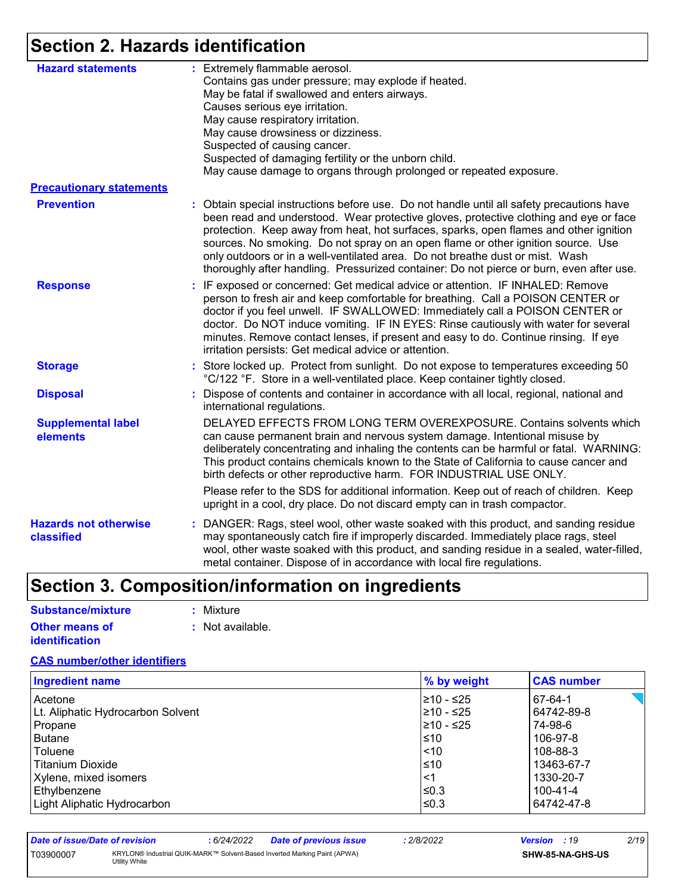## Section 2. Hazards identification

**Hazard statements** : Extremely flammable aerosol.
Contains gas under pressure; may explode if heated.
May be fatal if swallowed and enters airways.
Causes serious eye irritation.
May cause respiratory irritation.
May cause drowsiness or dizziness.
Suspected of causing cancer.
Suspected of damaging fertility or the unborn child.
May cause damage to organs through prolonged or repeated exposure.

**Precautionary statements**

**Prevention** : Obtain special instructions before use. Do not handle until all safety precautions have been read and understood. Wear protective gloves, protective clothing and eye or face protection. Keep away from heat, hot surfaces, sparks, open flames and other ignition sources. No smoking. Do not spray on an open flame or other ignition source. Use only outdoors or in a well-ventilated area. Do not breathe dust or mist. Wash thoroughly after handling. Pressurized container: Do not pierce or burn, even after use.

**Response** : IF exposed or concerned: Get medical advice or attention. IF INHALED: Remove person to fresh air and keep comfortable for breathing. Call a POISON CENTER or doctor if you feel unwell. IF SWALLOWED: Immediately call a POISON CENTER or doctor. Do NOT induce vomiting. IF IN EYES: Rinse cautiously with water for several minutes. Remove contact lenses, if present and easy to do. Continue rinsing. If eye irritation persists: Get medical advice or attention.

**Storage** : Store locked up. Protect from sunlight. Do not expose to temperatures exceeding 50 °C/122 °F. Store in a well-ventilated place. Keep container tightly closed.

**Disposal** : Dispose of contents and container in accordance with all local, regional, national and international regulations.

**Supplemental label elements** DELAYED EFFECTS FROM LONG TERM OVEREXPOSURE. Contains solvents which can cause permanent brain and nervous system damage. Intentional misuse by deliberately concentrating and inhaling the contents can be harmful or fatal. WARNING: This product contains chemicals known to the State of California to cause cancer and birth defects or other reproductive harm. FOR INDUSTRIAL USE ONLY.

Please refer to the SDS for additional information. Keep out of reach of children. Keep upright in a cool, dry place. Do not discard empty can in trash compactor.

**Hazards not otherwise classified** : DANGER: Rags, steel wool, other waste soaked with this product, and sanding residue may spontaneously catch fire if improperly discarded. Immediately place rags, steel wool, other waste soaked with this product, and sanding residue in a sealed, water-filled, metal container. Dispose of in accordance with local fire regulations.

## Section 3. Composition/information on ingredients

**Substance/mixture** : Mixture

**Other means of identification** : Not available.

**CAS number/other identifiers**

| Ingredient name | % by weight | CAS number |
|---|---|---|
| Acetone | ≥10 - ≤25 | 67-64-1 |
| Lt. Aliphatic Hydrocarbon Solvent | ≥10 - ≤25 | 64742-89-8 |
| Propane | ≥10 - ≤25 | 74-98-6 |
| Butane | ≤10 | 106-97-8 |
| Toluene | <10 | 108-88-3 |
| Titanium Dioxide | ≤10 | 13463-67-7 |
| Xylene, mixed isomers | <1 | 1330-20-7 |
| Ethylbenzene | ≤0.3 | 100-41-4 |
| Light Aliphatic Hydrocarbon | ≤0.3 | 64742-47-8 |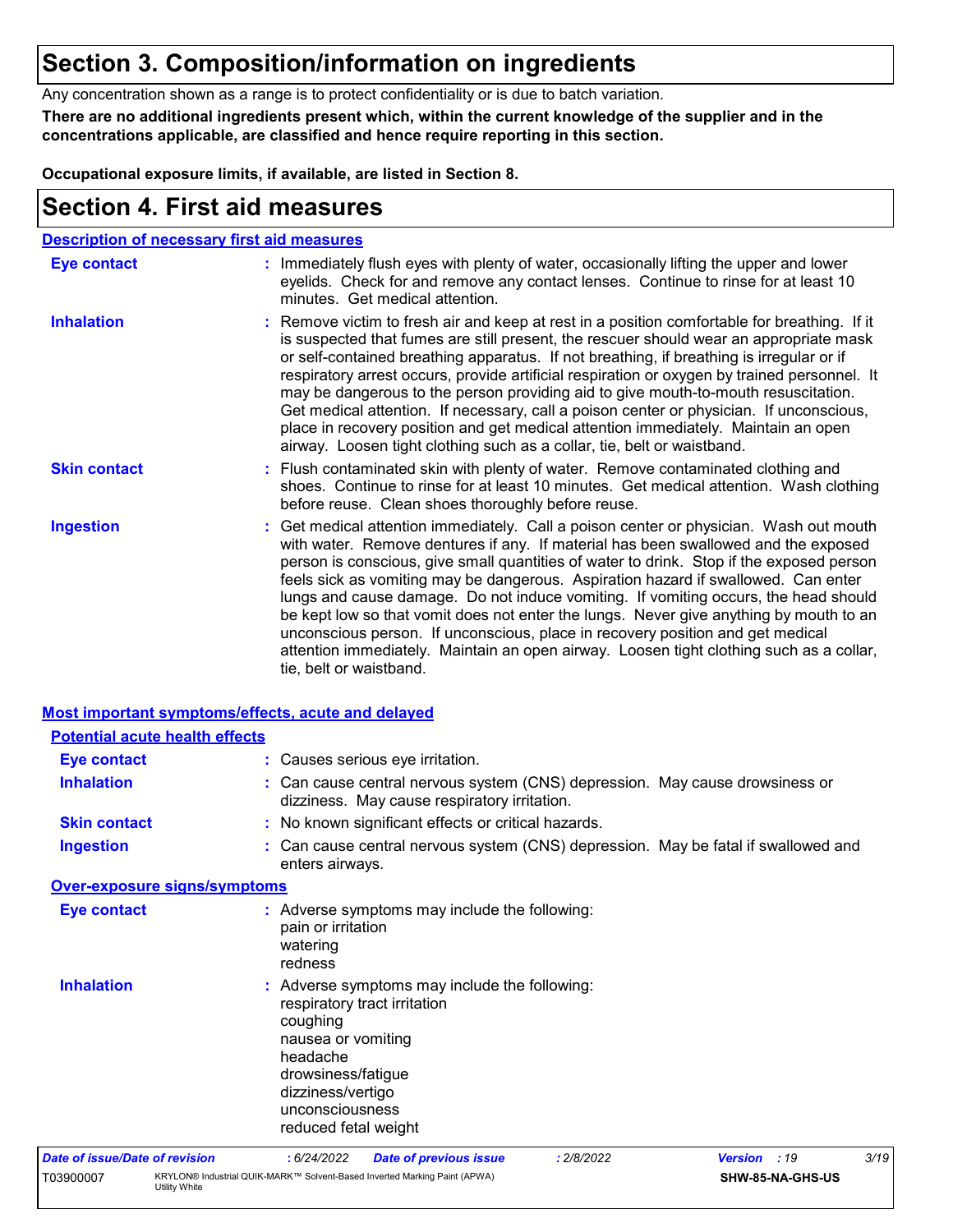# Section 3. Composition/information on ingredients

Any concentration shown as a range is to protect confidentiality or is due to batch variation.

**There are no additional ingredients present which, within the current knowledge of the supplier and in the concentrations applicable, are classified and hence require reporting in this section.**

**Occupational exposure limits, if available, are listed in Section 8.**

# Section 4. First aid measures

## Description of necessary first aid measures

**Eye contact** : Immediately flush eyes with plenty of water, occasionally lifting the upper and lower eyelids. Check for and remove any contact lenses. Continue to rinse for at least 10 minutes. Get medical attention.

**Inhalation** : Remove victim to fresh air and keep at rest in a position comfortable for breathing. If it is suspected that fumes are still present, the rescuer should wear an appropriate mask or self-contained breathing apparatus. If not breathing, if breathing is irregular or if respiratory arrest occurs, provide artificial respiration or oxygen by trained personnel. It may be dangerous to the person providing aid to give mouth-to-mouth resuscitation. Get medical attention. If necessary, call a poison center or physician. If unconscious, place in recovery position and get medical attention immediately. Maintain an open airway. Loosen tight clothing such as a collar, tie, belt or waistband.

**Skin contact** : Flush contaminated skin with plenty of water. Remove contaminated clothing and shoes. Continue to rinse for at least 10 minutes. Get medical attention. Wash clothing before reuse. Clean shoes thoroughly before reuse.

**Ingestion** : Get medical attention immediately. Call a poison center or physician. Wash out mouth with water. Remove dentures if any. If material has been swallowed and the exposed person is conscious, give small quantities of water to drink. Stop if the exposed person feels sick as vomiting may be dangerous. Aspiration hazard if swallowed. Can enter lungs and cause damage. Do not induce vomiting. If vomiting occurs, the head should be kept low so that vomit does not enter the lungs. Never give anything by mouth to an unconscious person. If unconscious, place in recovery position and get medical attention immediately. Maintain an open airway. Loosen tight clothing such as a collar, tie, belt or waistband.

## Most important symptoms/effects, acute and delayed

### Potential acute health effects

**Eye contact** : Causes serious eye irritation.

**Inhalation** : Can cause central nervous system (CNS) depression. May cause drowsiness or dizziness. May cause respiratory irritation.

**Skin contact** : No known significant effects or critical hazards.

**Ingestion** : Can cause central nervous system (CNS) depression. May be fatal if swallowed and enters airways.

### Over-exposure signs/symptoms

**Eye contact** : Adverse symptoms may include the following:
pain or irritation
watering
redness

**Inhalation** : Adverse symptoms may include the following:
respiratory tract irritation
coughing
nausea or vomiting
headache
drowsiness/fatigue
dizziness/vertigo
unconsciousness
reduced fetal weight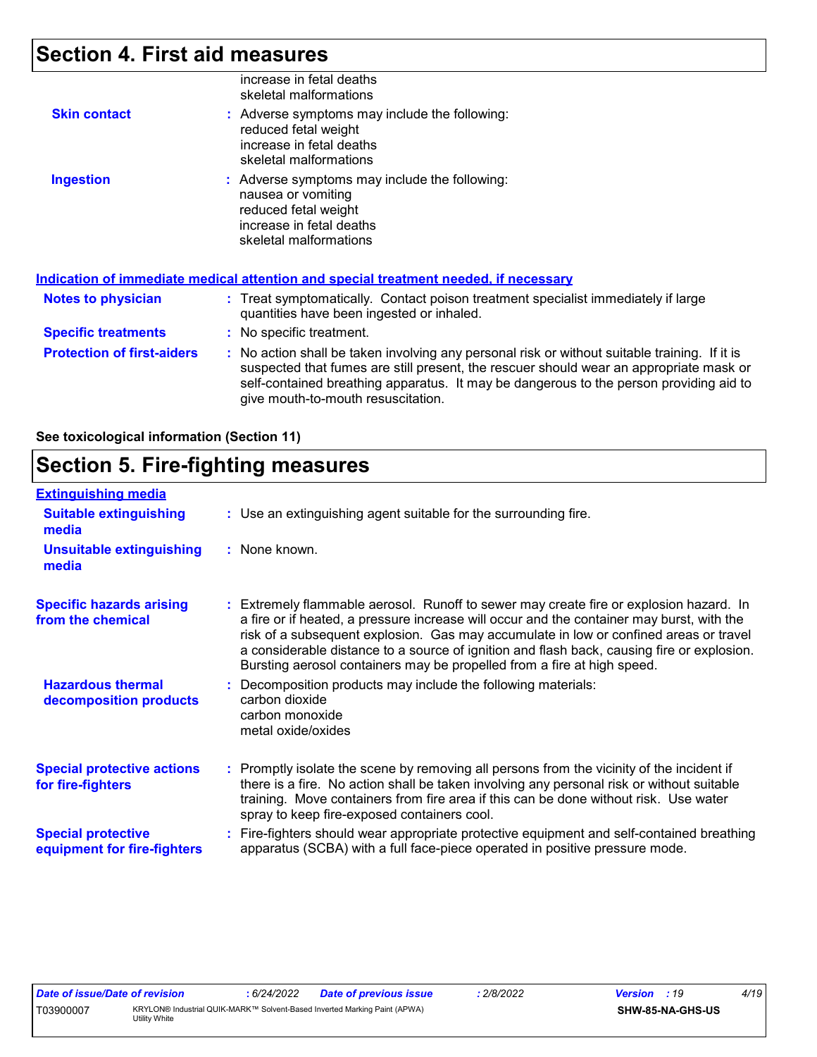## Section 4. First aid measures

increase in fetal deaths
skeletal malformations

**Skin contact** : Adverse symptoms may include the following:
reduced fetal weight
increase in fetal deaths
skeletal malformations

**Ingestion** : Adverse symptoms may include the following:
nausea or vomiting
reduced fetal weight
increase in fetal deaths
skeletal malformations

### Indication of immediate medical attention and special treatment needed, if necessary

**Notes to physician** : Treat symptomatically. Contact poison treatment specialist immediately if large quantities have been ingested or inhaled.

**Specific treatments** : No specific treatment.

**Protection of first-aiders** : No action shall be taken involving any personal risk or without suitable training. If it is suspected that fumes are still present, the rescuer should wear an appropriate mask or self-contained breathing apparatus. It may be dangerous to the person providing aid to give mouth-to-mouth resuscitation.

**See toxicological information (Section 11)**

## Section 5. Fire-fighting measures

### Extinguishing media

**Suitable extinguishing media** : Use an extinguishing agent suitable for the surrounding fire.

**Unsuitable extinguishing media** : None known.

**Specific hazards arising from the chemical** : Extremely flammable aerosol. Runoff to sewer may create fire or explosion hazard. In a fire or if heated, a pressure increase will occur and the container may burst, with the risk of a subsequent explosion. Gas may accumulate in low or confined areas or travel a considerable distance to a source of ignition and flash back, causing fire or explosion. Bursting aerosol containers may be propelled from a fire at high speed.

**Hazardous thermal decomposition products** : Decomposition products may include the following materials:
carbon dioxide
carbon monoxide
metal oxide/oxides

**Special protective actions for fire-fighters** : Promptly isolate the scene by removing all persons from the vicinity of the incident if there is a fire. No action shall be taken involving any personal risk or without suitable training. Move containers from fire area if this can be done without risk. Use water spray to keep fire-exposed containers cool.

**Special protective equipment for fire-fighters** : Fire-fighters should wear appropriate protective equipment and self-contained breathing apparatus (SCBA) with a full face-piece operated in positive pressure mode.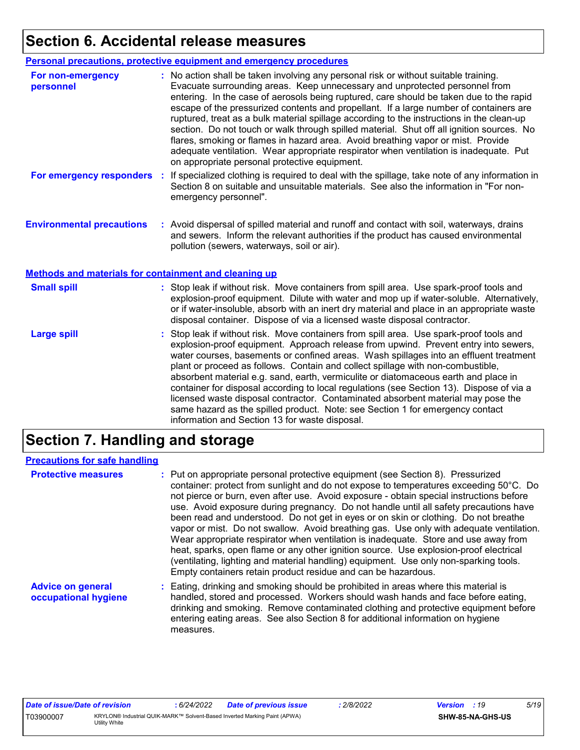# Section 6. Accidental release measures

## Personal precautions, protective equipment and emergency procedures

**For non-emergency personnel** : No action shall be taken involving any personal risk or without suitable training. Evacuate surrounding areas. Keep unnecessary and unprotected personnel from entering. In the case of aerosols being ruptured, care should be taken due to the rapid escape of the pressurized contents and propellant. If a large number of containers are ruptured, treat as a bulk material spillage according to the instructions in the clean-up section. Do not touch or walk through spilled material. Shut off all ignition sources. No flares, smoking or flames in hazard area. Avoid breathing vapor or mist. Provide adequate ventilation. Wear appropriate respirator when ventilation is inadequate. Put on appropriate personal protective equipment.

**For emergency responders** : If specialized clothing is required to deal with the spillage, take note of any information in Section 8 on suitable and unsuitable materials. See also the information in "For non-emergency personnel".

**Environmental precautions** : Avoid dispersal of spilled material and runoff and contact with soil, waterways, drains and sewers. Inform the relevant authorities if the product has caused environmental pollution (sewers, waterways, soil or air).

## Methods and materials for containment and cleaning up

**Small spill** : Stop leak if without risk. Move containers from spill area. Use spark-proof tools and explosion-proof equipment. Dilute with water and mop up if water-soluble. Alternatively, or if water-insoluble, absorb with an inert dry material and place in an appropriate waste disposal container. Dispose of via a licensed waste disposal contractor.

**Large spill** : Stop leak if without risk. Move containers from spill area. Use spark-proof tools and explosion-proof equipment. Approach release from upwind. Prevent entry into sewers, water courses, basements or confined areas. Wash spillages into an effluent treatment plant or proceed as follows. Contain and collect spillage with non-combustible, absorbent material e.g. sand, earth, vermiculite or diatomaceous earth and place in container for disposal according to local regulations (see Section 13). Dispose of via a licensed waste disposal contractor. Contaminated absorbent material may pose the same hazard as the spilled product. Note: see Section 1 for emergency contact information and Section 13 for waste disposal.

# Section 7. Handling and storage

## Precautions for safe handling

**Protective measures** : Put on appropriate personal protective equipment (see Section 8). Pressurized container: protect from sunlight and do not expose to temperatures exceeding 50°C. Do not pierce or burn, even after use. Avoid exposure - obtain special instructions before use. Avoid exposure during pregnancy. Do not handle until all safety precautions have been read and understood. Do not get in eyes or on skin or clothing. Do not breathe vapor or mist. Do not swallow. Avoid breathing gas. Use only with adequate ventilation. Wear appropriate respirator when ventilation is inadequate. Store and use away from heat, sparks, open flame or any other ignition source. Use explosion-proof electrical (ventilating, lighting and material handling) equipment. Use only non-sparking tools. Empty containers retain product residue and can be hazardous.

**Advice on general occupational hygiene** : Eating, drinking and smoking should be prohibited in areas where this material is handled, stored and processed. Workers should wash hands and face before eating, drinking and smoking. Remove contaminated clothing and protective equipment before entering eating areas. See also Section 8 for additional information on hygiene measures.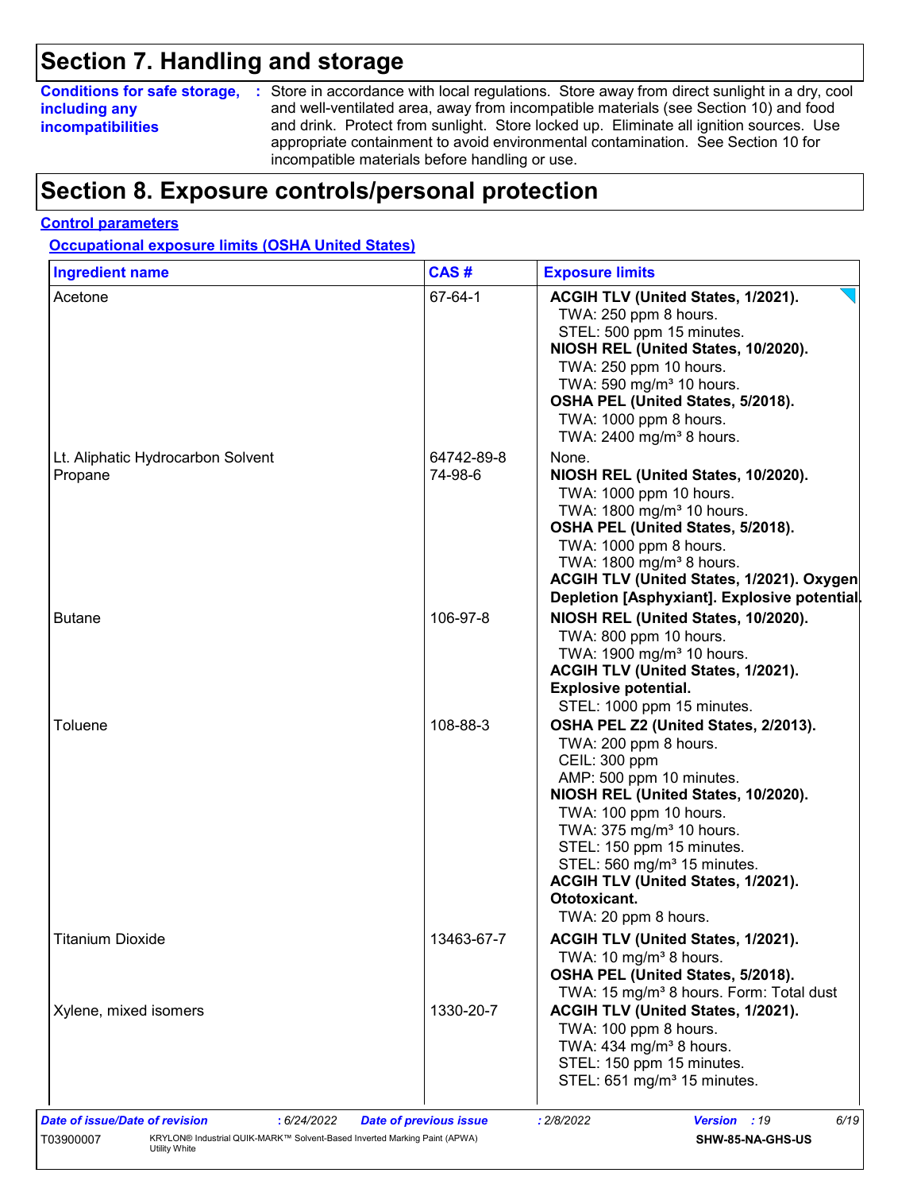# Section 7. Handling and storage

**Conditions for safe storage, including any incompatibilities** : Store in accordance with local regulations. Store away from direct sunlight in a dry, cool and well-ventilated area, away from incompatible materials (see Section 10) and food and drink. Protect from sunlight. Store locked up. Eliminate all ignition sources. Use appropriate containment to avoid environmental contamination. See Section 10 for incompatible materials before handling or use.

# Section 8. Exposure controls/personal protection

**Control parameters**

**Occupational exposure limits (OSHA United States)**

| Ingredient name | CAS # | Exposure limits |
|---|---|---|
| Acetone | 67-64-1 | **ACGIH TLV (United States, 1/2021).**<br>TWA: 250 ppm 8 hours.<br>STEL: 500 ppm 15 minutes.<br>**NIOSH REL (United States, 10/2020).**<br>TWA: 250 ppm 10 hours.<br>TWA: 590 mg/m³ 10 hours.<br>**OSHA PEL (United States, 5/2018).**<br>TWA: 1000 ppm 8 hours.<br>TWA: 2400 mg/m³ 8 hours. |
| Lt. Aliphatic Hydrocarbon Solvent | 64742-89-8 | None. |
| Propane | 74-98-6 | **NIOSH REL (United States, 10/2020).**<br>TWA: 1000 ppm 10 hours.<br>TWA: 1800 mg/m³ 10 hours.<br>**OSHA PEL (United States, 5/2018).**<br>TWA: 1000 ppm 8 hours.<br>TWA: 1800 mg/m³ 8 hours.<br>**ACGIH TLV (United States, 1/2021). Oxygen Depletion [Asphyxiant]. Explosive potential.** |
| Butane | 106-97-8 | **NIOSH REL (United States, 10/2020).**<br>TWA: 800 ppm 10 hours.<br>TWA: 1900 mg/m³ 10 hours.<br>**ACGIH TLV (United States, 1/2021). Explosive potential.**<br>STEL: 1000 ppm 15 minutes. |
| Toluene | 108-88-3 | **OSHA PEL Z2 (United States, 2/2013).**<br>TWA: 200 ppm 8 hours.<br>CEIL: 300 ppm<br>AMP: 500 ppm 10 minutes.<br>**NIOSH REL (United States, 10/2020).**<br>TWA: 100 ppm 10 hours.<br>TWA: 375 mg/m³ 10 hours.<br>STEL: 150 ppm 15 minutes.<br>STEL: 560 mg/m³ 15 minutes.<br>**ACGIH TLV (United States, 1/2021). Ototoxicant.**<br>TWA: 20 ppm 8 hours. |
| Titanium Dioxide | 13463-67-7 | **ACGIH TLV (United States, 1/2021).**<br>TWA: 10 mg/m³ 8 hours.<br>**OSHA PEL (United States, 5/2018).**<br>TWA: 15 mg/m³ 8 hours. Form: Total dust |
| Xylene, mixed isomers | 1330-20-7 | **ACGIH TLV (United States, 1/2021).**<br>TWA: 100 ppm 8 hours.<br>TWA: 434 mg/m³ 8 hours.<br>STEL: 150 ppm 15 minutes.<br>STEL: 651 mg/m³ 15 minutes. |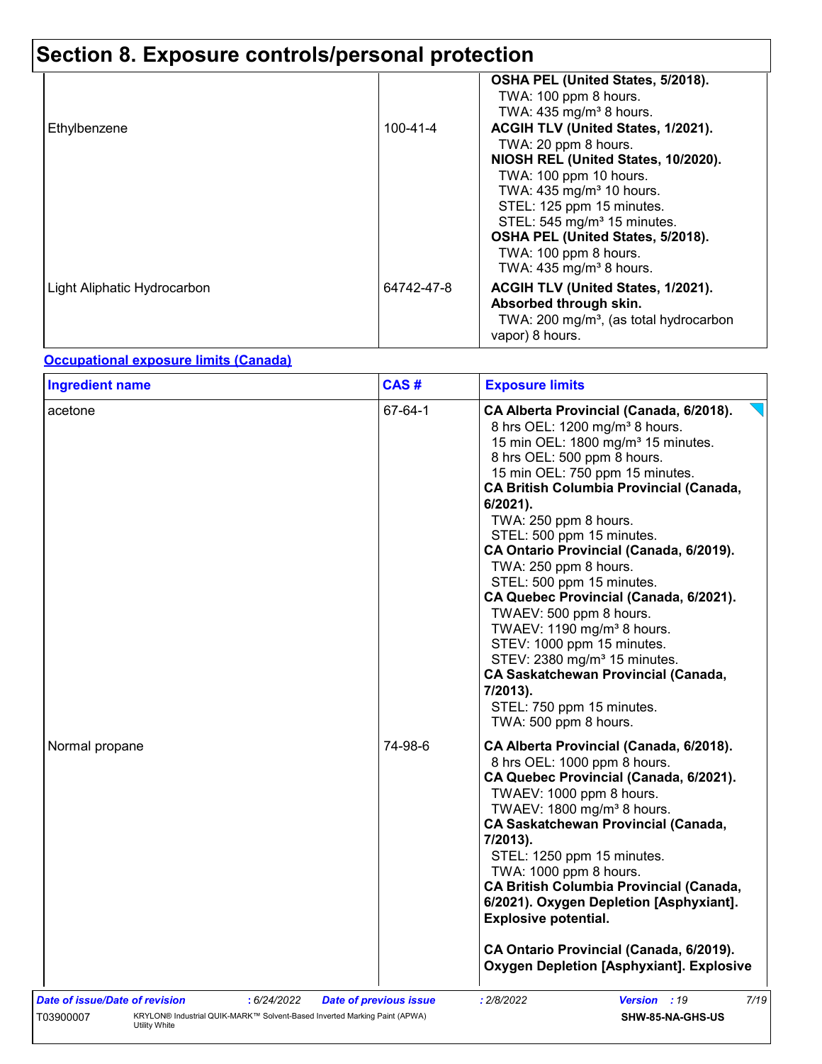# Section 8. Exposure controls/personal protection

| Ingredient name | CAS # | Exposure limits |
|---|---|---|
| Ethylbenzene | 100-41-4 | **OSHA PEL (United States, 5/2018).**<br>TWA: 100 ppm 8 hours.<br>TWA: 435 mg/m³ 8 hours.<br>**ACGIH TLV (United States, 1/2021).**<br>TWA: 20 ppm 8 hours.<br>**NIOSH REL (United States, 10/2020).**<br>TWA: 100 ppm 10 hours.<br>TWA: 435 mg/m³ 10 hours.<br>STEL: 125 ppm 15 minutes.<br>STEL: 545 mg/m³ 15 minutes.<br>**OSHA PEL (United States, 5/2018).**<br>TWA: 100 ppm 8 hours.<br>TWA: 435 mg/m³ 8 hours. |
| Light Aliphatic Hydrocarbon | 64742-47-8 | **ACGIH TLV (United States, 1/2021). Absorbed through skin.**<br>TWA: 200 mg/m³, (as total hydrocarbon vapor) 8 hours. |

**Occupational exposure limits (Canada)**

| Ingredient name | CAS # | Exposure limits |
|---|---|---|
| acetone | 67-64-1 | **CA Alberta Provincial (Canada, 6/2018).**<br>8 hrs OEL: 1200 mg/m³ 8 hours.<br>15 min OEL: 1800 mg/m³ 15 minutes.<br>8 hrs OEL: 500 ppm 8 hours.<br>15 min OEL: 750 ppm 15 minutes.<br>**CA British Columbia Provincial (Canada, 6/2021).**<br>TWA: 250 ppm 8 hours.<br>STEL: 500 ppm 15 minutes.<br>**CA Ontario Provincial (Canada, 6/2019).**<br>TWA: 250 ppm 8 hours.<br>STEL: 500 ppm 15 minutes.<br>**CA Quebec Provincial (Canada, 6/2021).**<br>TWAEV: 500 ppm 8 hours.<br>TWAEV: 1190 mg/m³ 8 hours.<br>STEV: 1000 ppm 15 minutes.<br>STEV: 2380 mg/m³ 15 minutes.<br>**CA Saskatchewan Provincial (Canada, 7/2013).**<br>STEL: 750 ppm 15 minutes.<br>TWA: 500 ppm 8 hours. |
| Normal propane | 74-98-6 | **CA Alberta Provincial (Canada, 6/2018).**<br>8 hrs OEL: 1000 ppm 8 hours.<br>**CA Quebec Provincial (Canada, 6/2021).**<br>TWAEV: 1000 ppm 8 hours.<br>TWAEV: 1800 mg/m³ 8 hours.<br>**CA Saskatchewan Provincial (Canada, 7/2013).**<br>STEL: 1250 ppm 15 minutes.<br>TWA: 1000 ppm 8 hours.<br>**CA British Columbia Provincial (Canada, 6/2021). Oxygen Depletion [Asphyxiant]. Explosive potential.**<br><br>**CA Ontario Provincial (Canada, 6/2019). Oxygen Depletion [Asphyxiant]. Explosive** |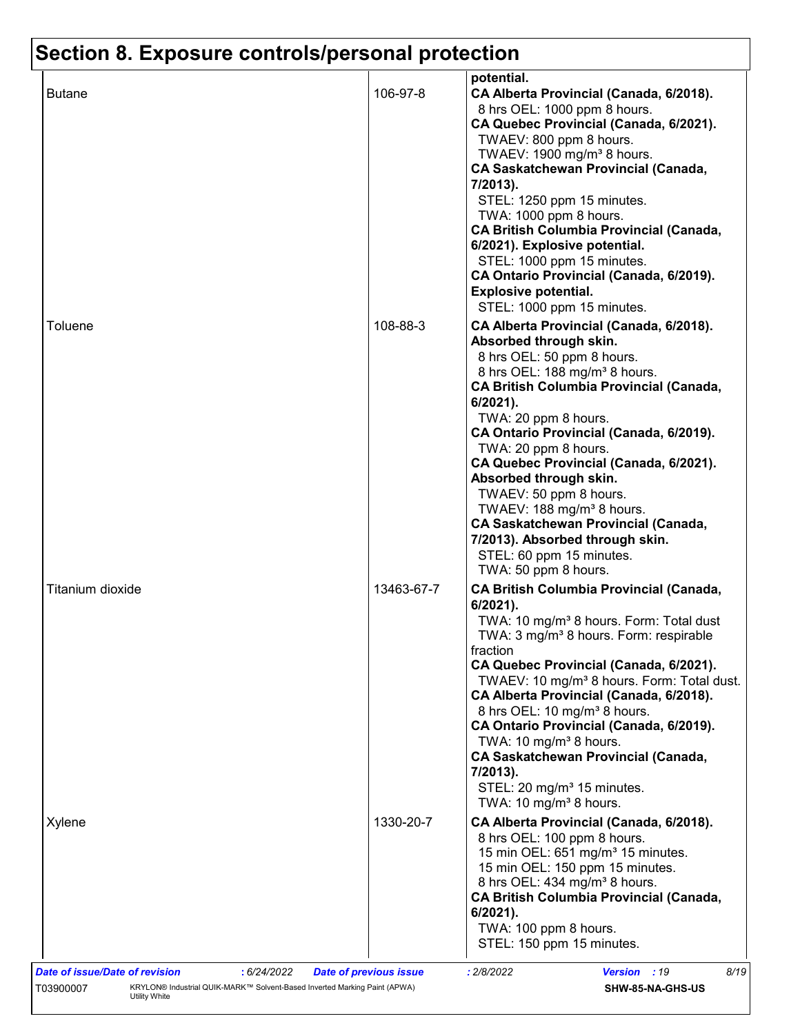## Section 8. Exposure controls/personal protection

| | | |
|---|---|---|
| | | **potential.** |
| Butane | 106-97-8 | **CA Alberta Provincial (Canada, 6/2018).**<br>8 hrs OEL: 1000 ppm 8 hours.<br>**CA Quebec Provincial (Canada, 6/2021).**<br>TWAEV: 800 ppm 8 hours.<br>TWAEV: 1900 mg/m³ 8 hours.<br>**CA Saskatchewan Provincial (Canada, 7/2013).**<br>STEL: 1250 ppm 15 minutes.<br>TWA: 1000 ppm 8 hours.<br>**CA British Columbia Provincial (Canada, 6/2021). Explosive potential.**<br>STEL: 1000 ppm 15 minutes.<br>**CA Ontario Provincial (Canada, 6/2019). Explosive potential.**<br>STEL: 1000 ppm 15 minutes. |
| Toluene | 108-88-3 | **CA Alberta Provincial (Canada, 6/2018). Absorbed through skin.**<br>8 hrs OEL: 50 ppm 8 hours.<br>8 hrs OEL: 188 mg/m³ 8 hours.<br>**CA British Columbia Provincial (Canada, 6/2021).**<br>TWA: 20 ppm 8 hours.<br>**CA Ontario Provincial (Canada, 6/2019).**<br>TWA: 20 ppm 8 hours.<br>**CA Quebec Provincial (Canada, 6/2021). Absorbed through skin.**<br>TWAEV: 50 ppm 8 hours.<br>TWAEV: 188 mg/m³ 8 hours.<br>**CA Saskatchewan Provincial (Canada, 7/2013). Absorbed through skin.**<br>STEL: 60 ppm 15 minutes.<br>TWA: 50 ppm 8 hours. |
| Titanium dioxide | 13463-67-7 | **CA British Columbia Provincial (Canada, 6/2021).**<br>TWA: 10 mg/m³ 8 hours. Form: Total dust<br>TWA: 3 mg/m³ 8 hours. Form: respirable fraction<br>**CA Quebec Provincial (Canada, 6/2021).**<br>TWAEV: 10 mg/m³ 8 hours. Form: Total dust.<br>**CA Alberta Provincial (Canada, 6/2018).**<br>8 hrs OEL: 10 mg/m³ 8 hours.<br>**CA Ontario Provincial (Canada, 6/2019).**<br>TWA: 10 mg/m³ 8 hours.<br>**CA Saskatchewan Provincial (Canada, 7/2013).**<br>STEL: 20 mg/m³ 15 minutes.<br>TWA: 10 mg/m³ 8 hours. |
| Xylene | 1330-20-7 | **CA Alberta Provincial (Canada, 6/2018).**<br>8 hrs OEL: 100 ppm 8 hours.<br>15 min OEL: 651 mg/m³ 15 minutes.<br>15 min OEL: 150 ppm 15 minutes.<br>8 hrs OEL: 434 mg/m³ 8 hours.<br>**CA British Columbia Provincial (Canada, 6/2021).**<br>TWA: 100 ppm 8 hours.<br>STEL: 150 ppm 15 minutes. |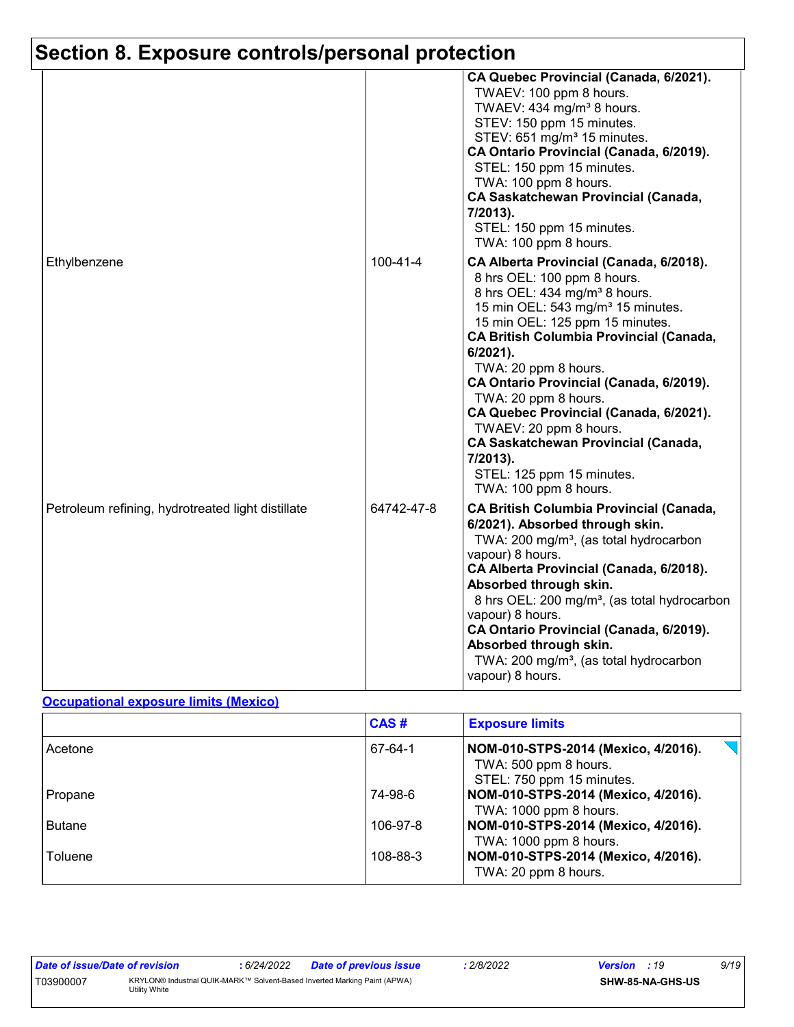## Section 8. Exposure controls/personal protection

| | | |
|---|---|---|
| | | **CA Quebec Provincial (Canada, 6/2021).**<br>TWAEV: 100 ppm 8 hours.<br>TWAEV: 434 mg/m³ 8 hours.<br>STEV: 150 ppm 15 minutes.<br>STEV: 651 mg/m³ 15 minutes.<br>**CA Ontario Provincial (Canada, 6/2019).**<br>STEL: 150 ppm 15 minutes.<br>TWA: 100 ppm 8 hours.<br>**CA Saskatchewan Provincial (Canada, 7/2013).**<br>STEL: 150 ppm 15 minutes.<br>TWA: 100 ppm 8 hours. |
| Ethylbenzene | 100-41-4 | **CA Alberta Provincial (Canada, 6/2018).**<br>8 hrs OEL: 100 ppm 8 hours.<br>8 hrs OEL: 434 mg/m³ 8 hours.<br>15 min OEL: 543 mg/m³ 15 minutes.<br>15 min OEL: 125 ppm 15 minutes.<br>**CA British Columbia Provincial (Canada, 6/2021).**<br>TWA: 20 ppm 8 hours.<br>**CA Ontario Provincial (Canada, 6/2019).**<br>TWA: 20 ppm 8 hours.<br>**CA Quebec Provincial (Canada, 6/2021).**<br>TWAEV: 20 ppm 8 hours.<br>**CA Saskatchewan Provincial (Canada, 7/2013).**<br>STEL: 125 ppm 15 minutes.<br>TWA: 100 ppm 8 hours. |
| Petroleum refining, hydrotreated light distillate | 64742-47-8 | **CA British Columbia Provincial (Canada, 6/2021). Absorbed through skin.**<br>TWA: 200 mg/m³, (as total hydrocarbon vapour) 8 hours.<br>**CA Alberta Provincial (Canada, 6/2018). Absorbed through skin.**<br>8 hrs OEL: 200 mg/m³, (as total hydrocarbon vapour) 8 hours.<br>**CA Ontario Provincial (Canada, 6/2019). Absorbed through skin.**<br>TWA: 200 mg/m³, (as total hydrocarbon vapour) 8 hours. |

**Occupational exposure limits (Mexico)**

| | CAS # | Exposure limits |
|---|---|---|
| Acetone | 67-64-1 | **NOM-010-STPS-2014 (Mexico, 4/2016).**<br>TWA: 500 ppm 8 hours.<br>STEL: 750 ppm 15 minutes. |
| Propane | 74-98-6 | **NOM-010-STPS-2014 (Mexico, 4/2016).**<br>TWA: 1000 ppm 8 hours. |
| Butane | 106-97-8 | **NOM-010-STPS-2014 (Mexico, 4/2016).**<br>TWA: 1000 ppm 8 hours. |
| Toluene | 108-88-3 | **NOM-010-STPS-2014 (Mexico, 4/2016).**<br>TWA: 20 ppm 8 hours. |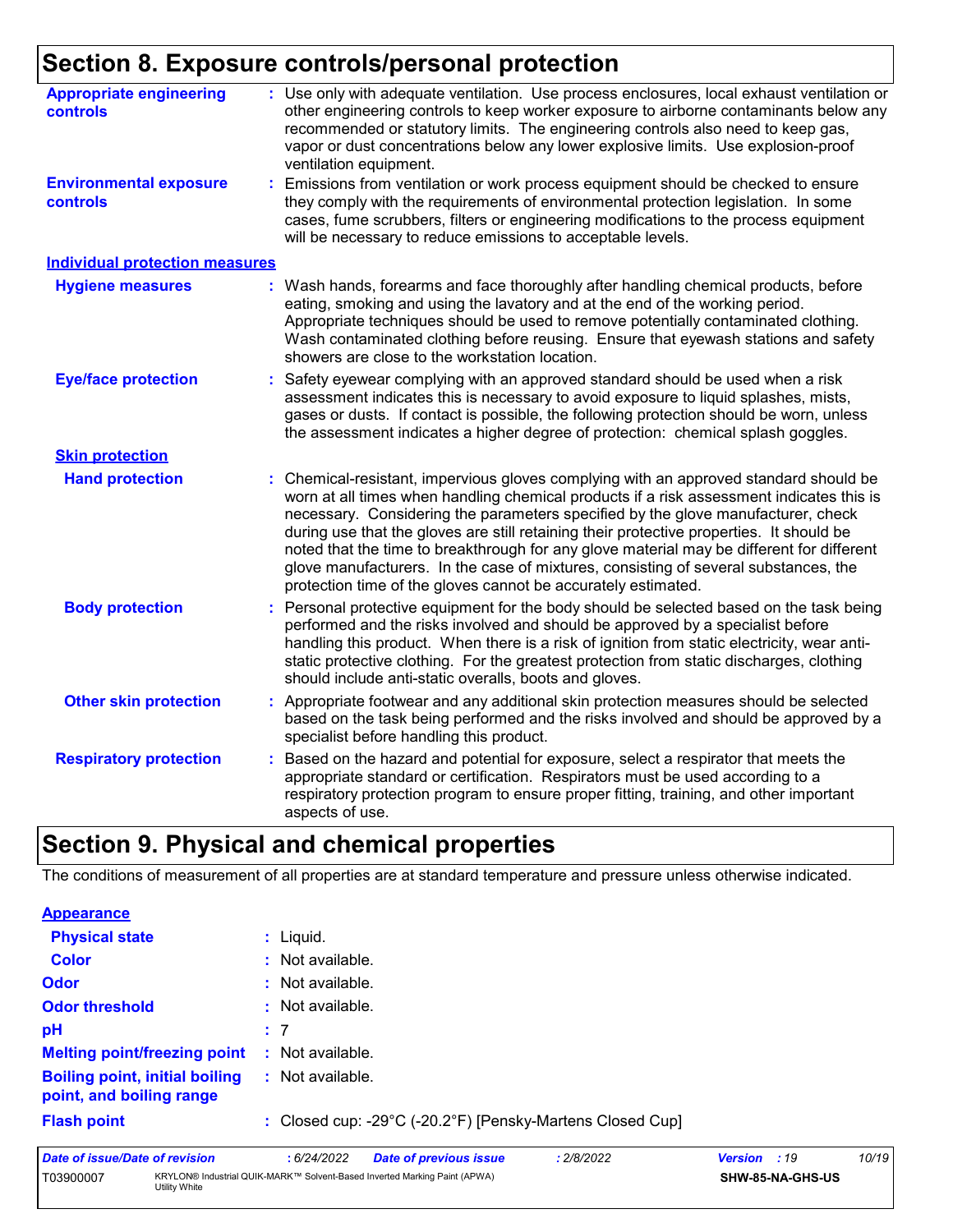## Section 8. Exposure controls/personal protection

**Appropriate engineering controls** : Use only with adequate ventilation. Use process enclosures, local exhaust ventilation or other engineering controls to keep worker exposure to airborne contaminants below any recommended or statutory limits. The engineering controls also need to keep gas, vapor or dust concentrations below any lower explosive limits. Use explosion-proof ventilation equipment.

**Environmental exposure controls** : Emissions from ventilation or work process equipment should be checked to ensure they comply with the requirements of environmental protection legislation. In some cases, fume scrubbers, filters or engineering modifications to the process equipment will be necessary to reduce emissions to acceptable levels.

### Individual protection measures

**Hygiene measures** : Wash hands, forearms and face thoroughly after handling chemical products, before eating, smoking and using the lavatory and at the end of the working period. Appropriate techniques should be used to remove potentially contaminated clothing. Wash contaminated clothing before reusing. Ensure that eyewash stations and safety showers are close to the workstation location.

**Eye/face protection** : Safety eyewear complying with an approved standard should be used when a risk assessment indicates this is necessary to avoid exposure to liquid splashes, mists, gases or dusts. If contact is possible, the following protection should be worn, unless the assessment indicates a higher degree of protection: chemical splash goggles.

**Skin protection**

**Hand protection** : Chemical-resistant, impervious gloves complying with an approved standard should be worn at all times when handling chemical products if a risk assessment indicates this is necessary. Considering the parameters specified by the glove manufacturer, check during use that the gloves are still retaining their protective properties. It should be noted that the time to breakthrough for any glove material may be different for different glove manufacturers. In the case of mixtures, consisting of several substances, the protection time of the gloves cannot be accurately estimated.

**Body protection** : Personal protective equipment for the body should be selected based on the task being performed and the risks involved and should be approved by a specialist before handling this product. When there is a risk of ignition from static electricity, wear anti-static protective clothing. For the greatest protection from static discharges, clothing should include anti-static overalls, boots and gloves.

**Other skin protection** : Appropriate footwear and any additional skin protection measures should be selected based on the task being performed and the risks involved and should be approved by a specialist before handling this product.

**Respiratory protection** : Based on the hazard and potential for exposure, select a respirator that meets the appropriate standard or certification. Respirators must be used according to a respiratory protection program to ensure proper fitting, training, and other important aspects of use.

## Section 9. Physical and chemical properties

The conditions of measurement of all properties are at standard temperature and pressure unless otherwise indicated.

**Appearance**

**Physical state** : Liquid.

**Color** : Not available.

**Odor** : Not available.

**Odor threshold** : Not available.

**pH** : 7

**Melting point/freezing point** : Not available.

**Boiling point, initial boiling point, and boiling range** : Not available.

**Flash point** : Closed cup: -29°C (-20.2°F) [Pensky-Martens Closed Cup]

| Date of issue/Date of revision | : 6/24/2022 | Date of previous issue | : 2/8/2022 | Version : 19 |
|---|---|---|---|---|
| T03900007 | KRYLON® Industrial QUIK-MARK™ Solvent-Based Inverted Marking Paint (APWA) Utility White | | | SHW-85-NA-GHS-US |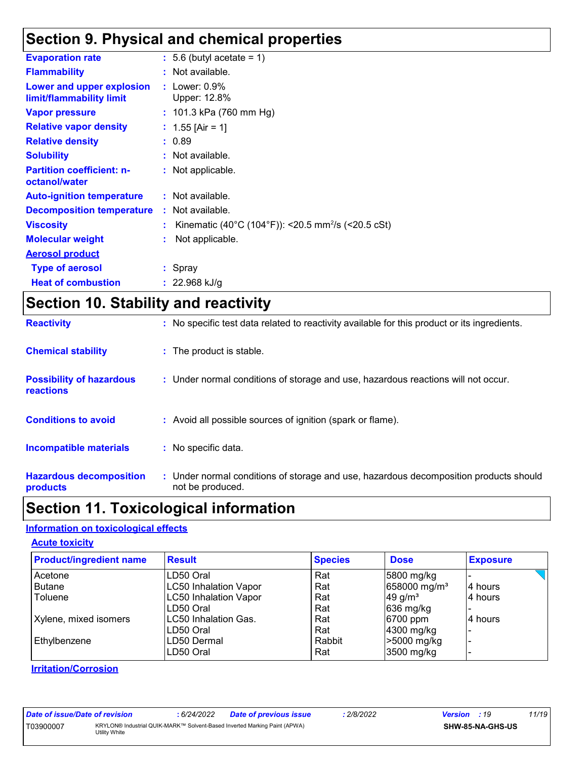## Section 9. Physical and chemical properties

| | | |
|---|---|---|
| **Evaporation rate** | : | 5.6 (butyl acetate = 1) |
| **Flammability** | : | Not available. |
| **Lower and upper explosion limit/flammability limit** | : | Lower: 0.9%<br>Upper: 12.8% |
| **Vapor pressure** | : | 101.3 kPa (760 mm Hg) |
| **Relative vapor density** | : | 1.55 [Air = 1] |
| **Relative density** | : | 0.89 |
| **Solubility** | : | Not available. |
| **Partition coefficient: n-octanol/water** | : | Not applicable. |
| **Auto-ignition temperature** | : | Not available. |
| **Decomposition temperature** | : | Not available. |
| **Viscosity** | : | Kinematic (40°C (104°F)): <20.5 $mm^2/s$ (<20.5 cSt) |
| **Molecular weight** | : | Not applicable. |

**Aerosol product**

| | | |
|---|---|---|
| **Type of aerosol** | : | Spray |
| **Heat of combustion** | : | 22.968 kJ/g |

## Section 10. Stability and reactivity

| | | |
|---|---|---|
| **Reactivity** | : | No specific test data related to reactivity available for this product or its ingredients. |
| **Chemical stability** | : | The product is stable. |
| **Possibility of hazardous reactions** | : | Under normal conditions of storage and use, hazardous reactions will not occur. |
| **Conditions to avoid** | : | Avoid all possible sources of ignition (spark or flame). |
| **Incompatible materials** | : | No specific data. |
| **Hazardous decomposition products** | : | Under normal conditions of storage and use, hazardous decomposition products should not be produced. |

## Section 11. Toxicological information

**Information on toxicological effects**

**Acute toxicity**

| Product/ingredient name | Result | Species | Dose | Exposure |
|---|---|---|---|---|
| Acetone | LD50 Oral | Rat | 5800 mg/kg | - |
| Butane | LC50 Inhalation Vapor | Rat | 658000 $mg/m^3$ | 4 hours |
| Toluene | LC50 Inhalation Vapor | Rat | 49 $g/m^3$ | 4 hours |
| | LD50 Oral | Rat | 636 mg/kg | - |
| Xylene, mixed isomers | LC50 Inhalation Gas. | Rat | 6700 ppm | 4 hours |
| | LD50 Oral | Rat | 4300 mg/kg | - |
| Ethylbenzene | LD50 Dermal | Rabbit | >5000 mg/kg | - |
| | LD50 Oral | Rat | 3500 mg/kg | - |

**Irritation/Corrosion**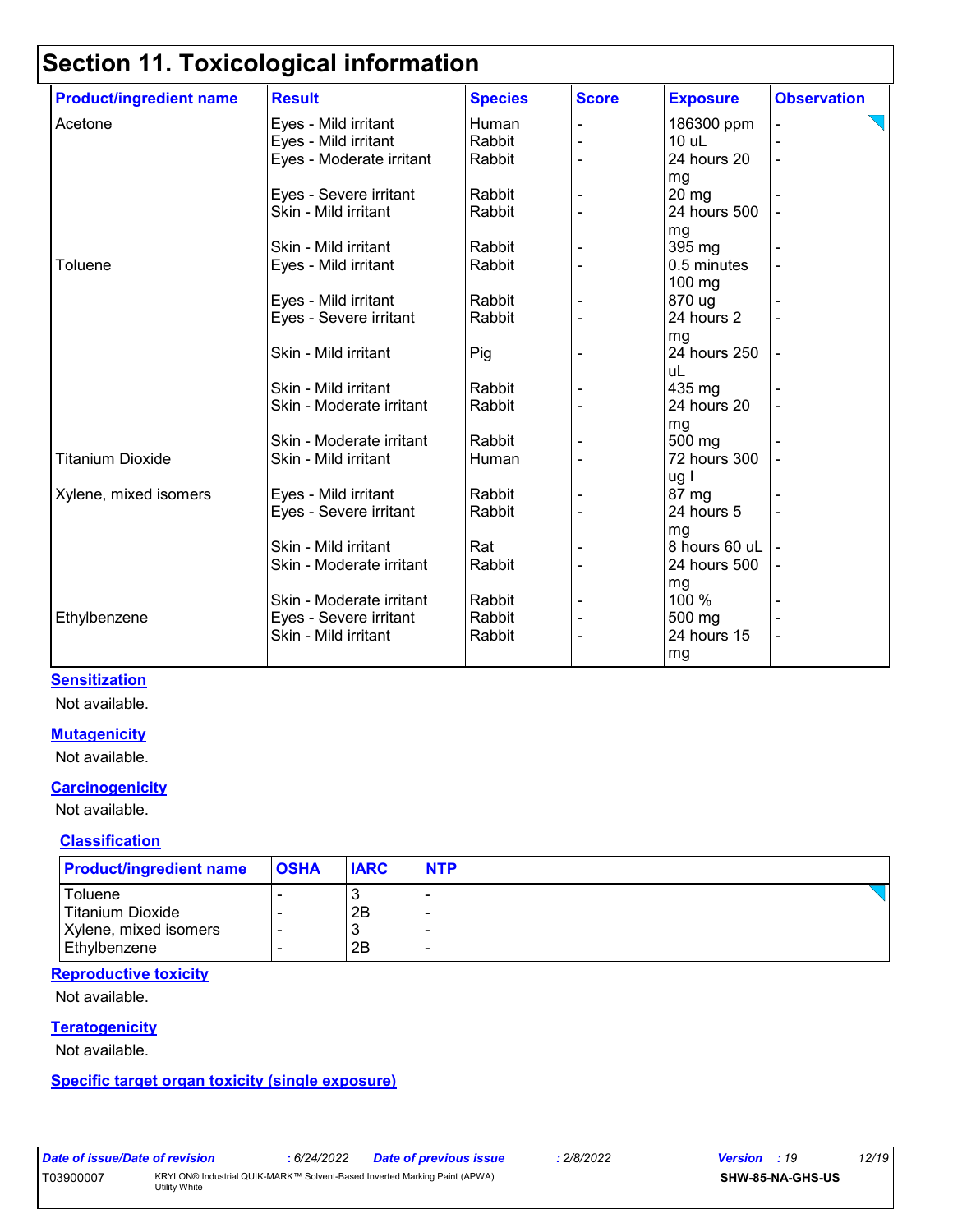# Section 11. Toxicological information

| Product/ingredient name | Result | Species | Score | Exposure | Observation |
|---|---|---|---|---|---|
| Acetone | Eyes - Mild irritant | Human | - | 186300 ppm | - |
| | Eyes - Mild irritant | Rabbit | - | 10 uL | - |
| | Eyes - Moderate irritant | Rabbit | - | 24 hours 20 mg | - |
| | Eyes - Severe irritant | Rabbit | - | 20 mg | - |
| | Skin - Mild irritant | Rabbit | - | 24 hours 500 mg | - |
| | Skin - Mild irritant | Rabbit | - | 395 mg | - |
| Toluene | Eyes - Mild irritant | Rabbit | - | 0.5 minutes 100 mg | - |
| | Eyes - Mild irritant | Rabbit | - | 870 ug | - |
| | Eyes - Severe irritant | Rabbit | - | 24 hours 2 mg | - |
| | Skin - Mild irritant | Pig | - | 24 hours 250 uL | - |
| | Skin - Mild irritant | Rabbit | - | 435 mg | - |
| | Skin - Moderate irritant | Rabbit | - | 24 hours 20 mg | - |
| | Skin - Moderate irritant | Rabbit | - | 500 mg | - |
| Titanium Dioxide | Skin - Mild irritant | Human | - | 72 hours 300 ug I | - |
| Xylene, mixed isomers | Eyes - Mild irritant | Rabbit | - | 87 mg | - |
| | Eyes - Severe irritant | Rabbit | - | 24 hours 5 mg | - |
| | Skin - Mild irritant | Rat | - | 8 hours 60 uL | - |
| | Skin - Moderate irritant | Rabbit | - | 24 hours 500 mg | - |
| | Skin - Moderate irritant | Rabbit | - | 100 % | - |
| Ethylbenzene | Eyes - Severe irritant | Rabbit | - | 500 mg | - |
| | Skin - Mild irritant | Rabbit | - | 24 hours 15 mg | - |

### Sensitization

Not available.

### Mutagenicity

Not available.

### Carcinogenicity

Not available.

### Classification

| Product/ingredient name | OSHA | IARC | NTP |
|---|---|---|---|
| Toluene | - | 3 | - |
| Titanium Dioxide | - | 2B | - |
| Xylene, mixed isomers | - | 3 | - |
| Ethylbenzene | - | 2B | - |

### Reproductive toxicity

Not available.

### Teratogenicity

Not available.

### Specific target organ toxicity (single exposure)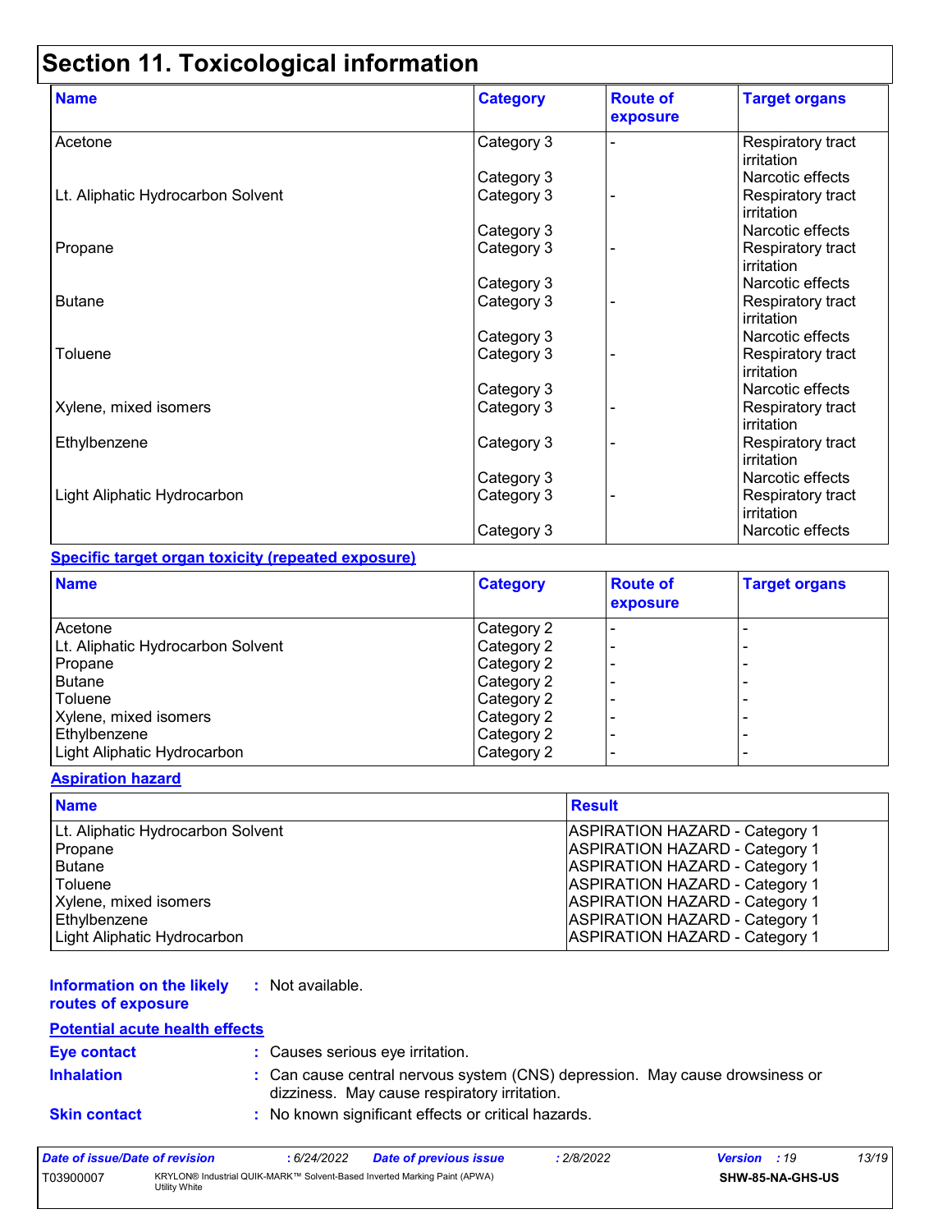# Section 11. Toxicological information

| Name | Category | Route of exposure | Target organs |
|---|---|---|---|
| Acetone | Category 3 | - | Respiratory tract irritation |
| | Category 3 | | Narcotic effects |
| Lt. Aliphatic Hydrocarbon Solvent | Category 3 | - | Respiratory tract irritation |
| | Category 3 | | Narcotic effects |
| Propane | Category 3 | - | Respiratory tract irritation |
| | Category 3 | | Narcotic effects |
| Butane | Category 3 | - | Respiratory tract irritation |
| | Category 3 | | Narcotic effects |
| Toluene | Category 3 | - | Respiratory tract irritation |
| | Category 3 | | Narcotic effects |
| Xylene, mixed isomers | Category 3 | - | Respiratory tract irritation |
| Ethylbenzene | Category 3 | - | Respiratory tract irritation |
| | Category 3 | | Narcotic effects |
| Light Aliphatic Hydrocarbon | Category 3 | - | Respiratory tract irritation |
| | Category 3 | | Narcotic effects |

**Specific target organ toxicity (repeated exposure)**

| Name | Category | Route of exposure | Target organs |
|---|---|---|---|
| Acetone | Category 2 | - | - |
| Lt. Aliphatic Hydrocarbon Solvent | Category 2 | - | - |
| Propane | Category 2 | - | - |
| Butane | Category 2 | - | - |
| Toluene | Category 2 | - | - |
| Xylene, mixed isomers | Category 2 | - | - |
| Ethylbenzene | Category 2 | - | - |
| Light Aliphatic Hydrocarbon | Category 2 | - | - |

**Aspiration hazard**

| Name | Result |
|---|---|
| Lt. Aliphatic Hydrocarbon Solvent | ASPIRATION HAZARD - Category 1 |
| Propane | ASPIRATION HAZARD - Category 1 |
| Butane | ASPIRATION HAZARD - Category 1 |
| Toluene | ASPIRATION HAZARD - Category 1 |
| Xylene, mixed isomers | ASPIRATION HAZARD - Category 1 |
| Ethylbenzene | ASPIRATION HAZARD - Category 1 |
| Light Aliphatic Hydrocarbon | ASPIRATION HAZARD - Category 1 |

**Information on the likely routes of exposure** : Not available.

**Potential acute health effects**

**Eye contact** : Causes serious eye irritation.

**Inhalation** : Can cause central nervous system (CNS) depression. May cause drowsiness or dizziness. May cause respiratory irritation.

**Skin contact** : No known significant effects or critical hazards.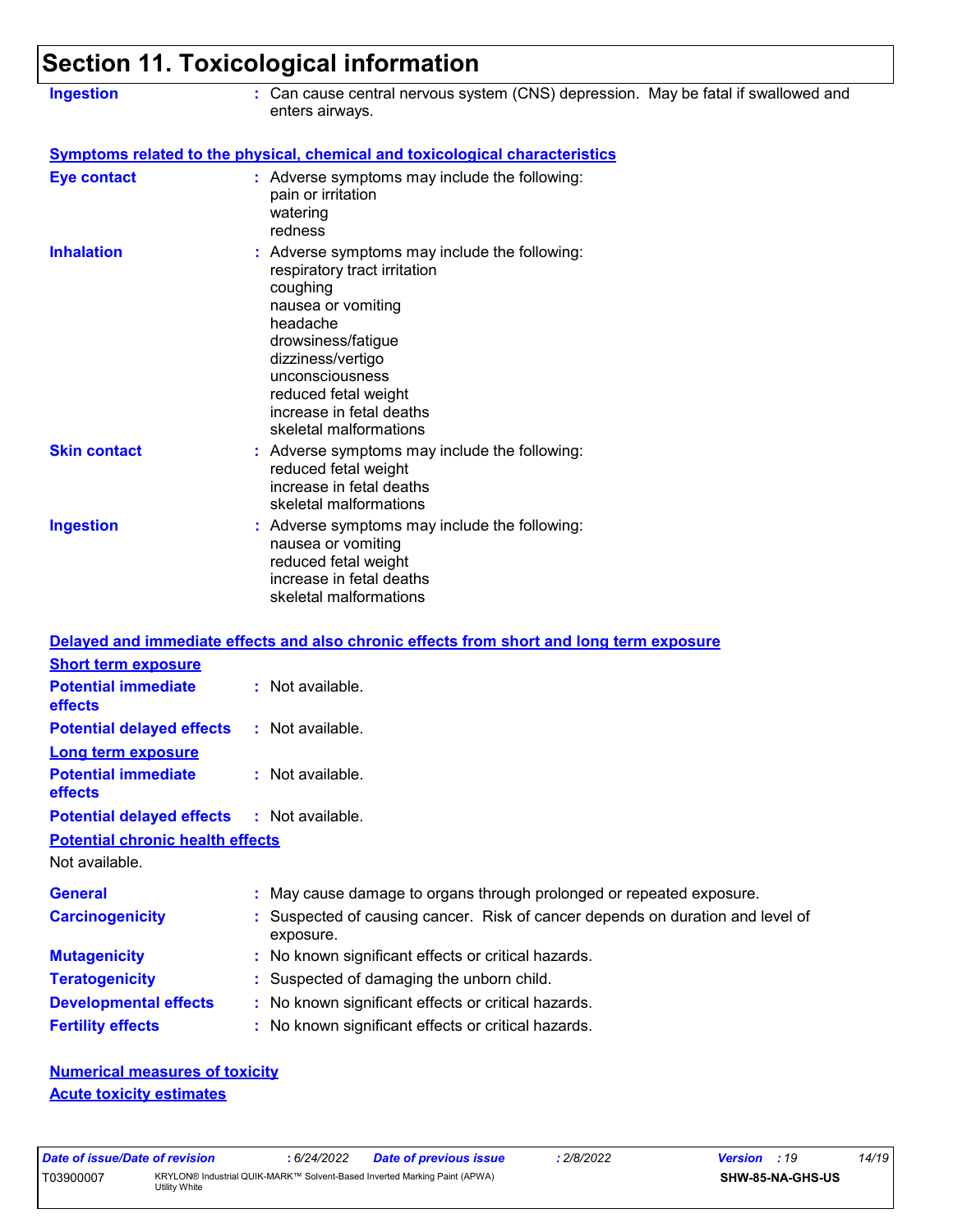# Section 11. Toxicological information

**Ingestion** : Can cause central nervous system (CNS) depression. May be fatal if swallowed and enters airways.

**Symptoms related to the physical, chemical and toxicological characteristics**

**Eye contact** : Adverse symptoms may include the following:
pain or irritation
watering
redness

**Inhalation** : Adverse symptoms may include the following:
respiratory tract irritation
coughing
nausea or vomiting
headache
drowsiness/fatigue
dizziness/vertigo
unconsciousness
reduced fetal weight
increase in fetal deaths
skeletal malformations

**Skin contact** : Adverse symptoms may include the following:
reduced fetal weight
increase in fetal deaths
skeletal malformations

**Ingestion** : Adverse symptoms may include the following:
nausea or vomiting
reduced fetal weight
increase in fetal deaths
skeletal malformations

**Delayed and immediate effects and also chronic effects from short and long term exposure**

**Short term exposure**

**Potential immediate effects** : Not available.

**Potential delayed effects** : Not available.

**Long term exposure**

**Potential immediate effects** : Not available.

**Potential delayed effects** : Not available.

**Potential chronic health effects**

Not available.

**General** : May cause damage to organs through prolonged or repeated exposure.

**Carcinogenicity** : Suspected of causing cancer. Risk of cancer depends on duration and level of exposure.

**Mutagenicity** : No known significant effects or critical hazards.

**Teratogenicity** : Suspected of damaging the unborn child.

**Developmental effects** : No known significant effects or critical hazards.

**Fertility effects** : No known significant effects or critical hazards.

**Numerical measures of toxicity**

**Acute toxicity estimates**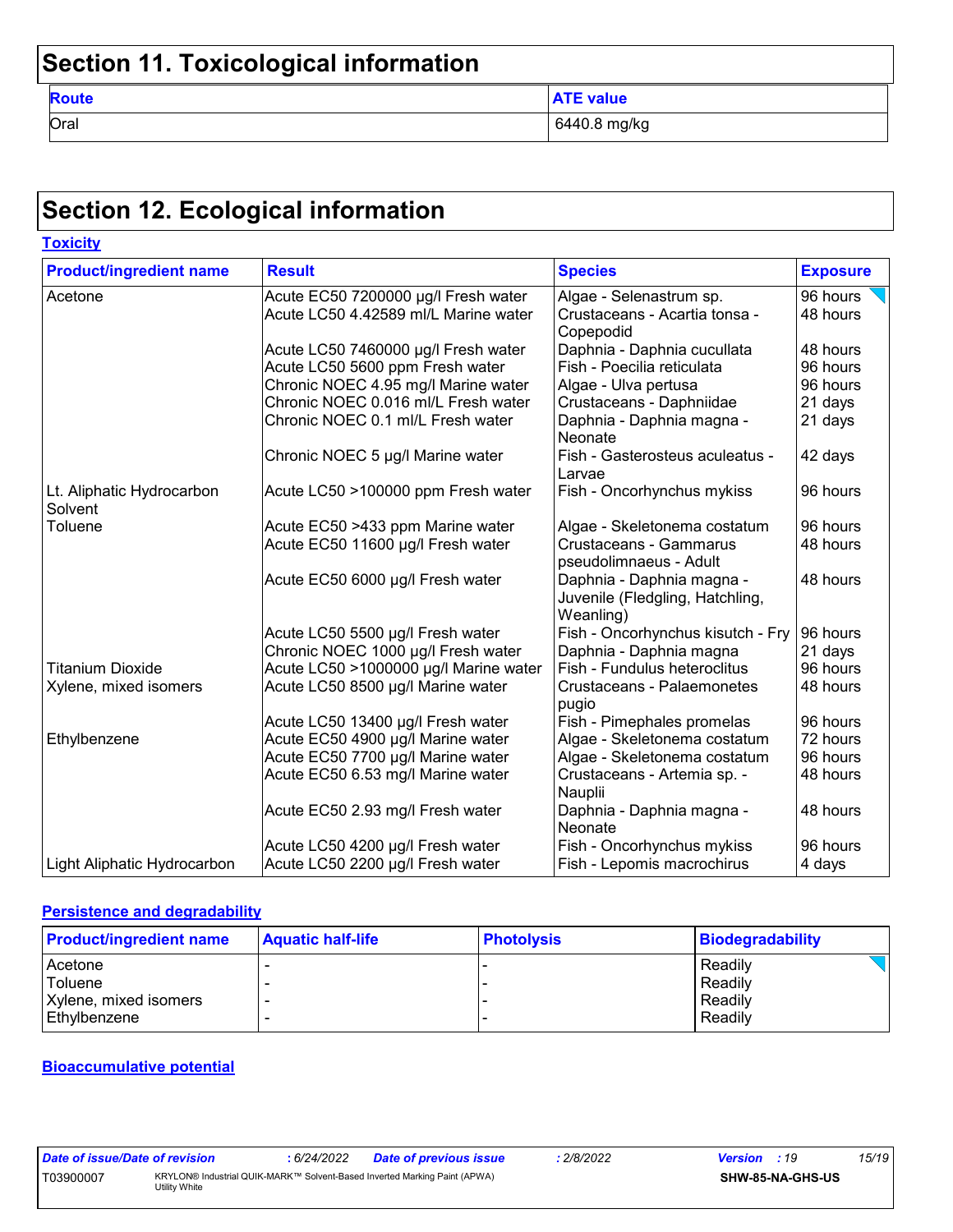# Section 11. Toxicological information

| Route | ATE value |
| --- | --- |
| Oral | 6440.8 mg/kg |

# Section 12. Ecological information

## Toxicity

| Product/ingredient name | Result | Species | Exposure |
| --- | --- | --- | --- |
| Acetone | Acute EC50 7200000 µg/l Fresh water | Algae - Selenastrum sp. | 96 hours |
| | Acute LC50 4.42589 ml/L Marine water | Crustaceans - Acartia tonsa - Copepodid | 48 hours |
| | Acute LC50 7460000 µg/l Fresh water | Daphnia - Daphnia cucullata | 48 hours |
| | Acute LC50 5600 ppm Fresh water | Fish - Poecilia reticulata | 96 hours |
| | Chronic NOEC 4.95 mg/l Marine water | Algae - Ulva pertusa | 96 hours |
| | Chronic NOEC 0.016 ml/L Fresh water | Crustaceans - Daphniidae | 21 days |
| | Chronic NOEC 0.1 ml/L Fresh water | Daphnia - Daphnia magna - Neonate | 21 days |
| | Chronic NOEC 5 µg/l Marine water | Fish - Gasterosteus aculeatus - Larvae | 42 days |
| Lt. Aliphatic Hydrocarbon Solvent | Acute LC50 >100000 ppm Fresh water | Fish - Oncorhynchus mykiss | 96 hours |
| Toluene | Acute EC50 >433 ppm Marine water | Algae - Skeletonema costatum | 96 hours |
| | Acute EC50 11600 µg/l Fresh water | Crustaceans - Gammarus pseudolimnaeus - Adult | 48 hours |
| | Acute EC50 6000 µg/l Fresh water | Daphnia - Daphnia magna - Juvenile (Fledgling, Hatchling, Weanling) | 48 hours |
| | Acute LC50 5500 µg/l Fresh water | Fish - Oncorhynchus kisutch - Fry | 96 hours |
| | Chronic NOEC 1000 µg/l Fresh water | Daphnia - Daphnia magna | 21 days |
| Titanium Dioxide | Acute LC50 >1000000 µg/l Marine water | Fish - Fundulus heteroclitus | 96 hours |
| Xylene, mixed isomers | Acute LC50 8500 µg/l Marine water | Crustaceans - Palaemonetes pugio | 48 hours |
| | Acute LC50 13400 µg/l Fresh water | Fish - Pimephales promelas | 96 hours |
| Ethylbenzene | Acute EC50 4900 µg/l Marine water | Algae - Skeletonema costatum | 72 hours |
| | Acute EC50 7700 µg/l Marine water | Algae - Skeletonema costatum | 96 hours |
| | Acute EC50 6.53 mg/l Marine water | Crustaceans - Artemia sp. - Nauplii | 48 hours |
| | Acute EC50 2.93 mg/l Fresh water | Daphnia - Daphnia magna - Neonate | 48 hours |
| | Acute LC50 4200 µg/l Fresh water | Fish - Oncorhynchus mykiss | 96 hours |
| Light Aliphatic Hydrocarbon | Acute LC50 2200 µg/l Fresh water | Fish - Lepomis macrochirus | 4 days |

## Persistence and degradability

| Product/ingredient name | Aquatic half-life | Photolysis | Biodegradability |
| --- | --- | --- | --- |
| Acetone | - | - | Readily |
| Toluene | - | - | Readily |
| Xylene, mixed isomers | - | - | Readily |
| Ethylbenzene | - | - | Readily |

## Bioaccumulative potential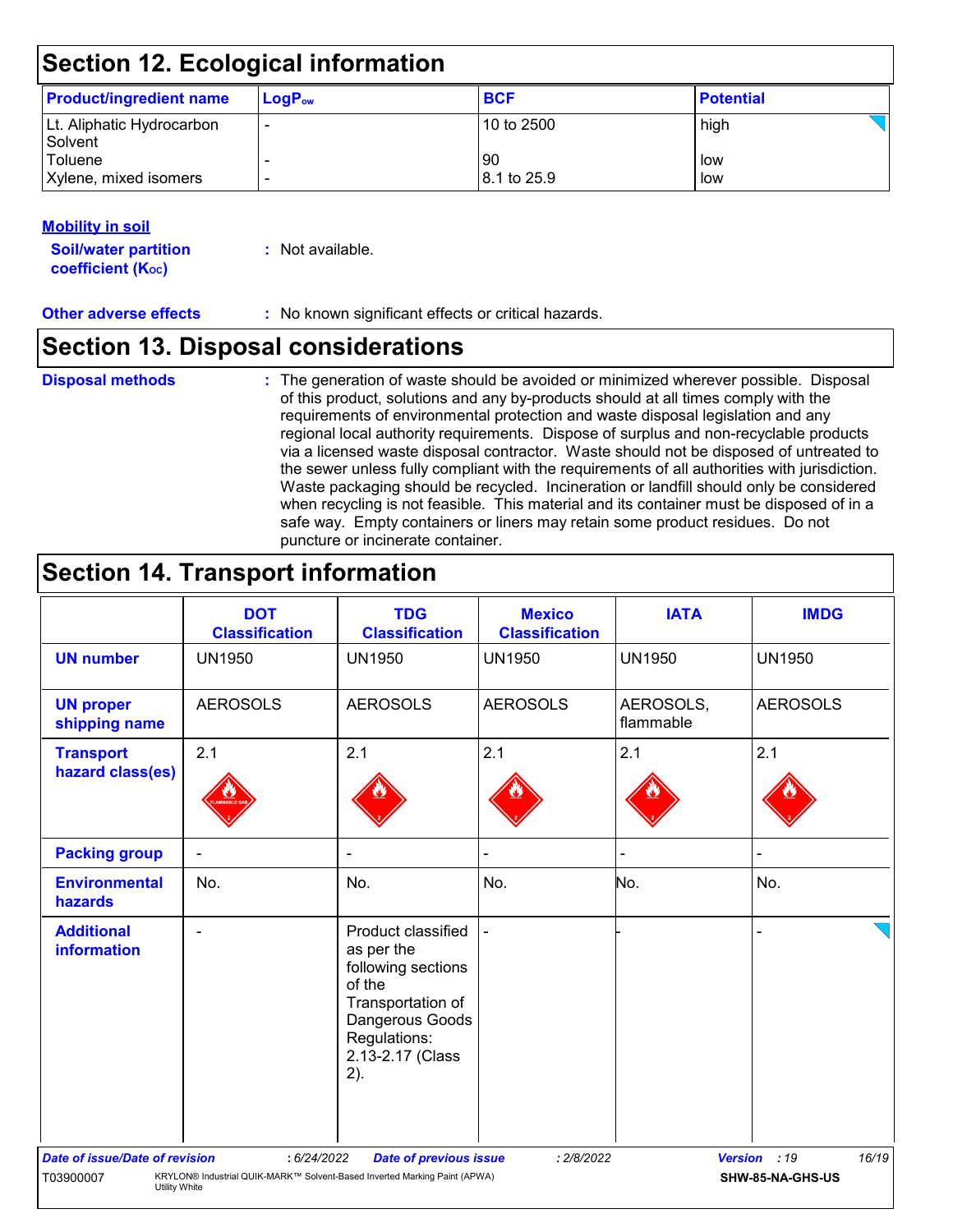## Section 12. Ecological information

| Product/ingredient name | $LogP_{ow}$ | BCF | Potential |
|---|---|---|---|
| Lt. Aliphatic Hydrocarbon Solvent | - | 10 to 2500 | high |
| Toluene | - | 90 | low |
| Xylene, mixed isomers | - | 8.1 to 25.9 | low |

### Mobility in soil

**Soil/water partition coefficient ($K_{OC}$)** : Not available.

**Other adverse effects** : No known significant effects or critical hazards.

## Section 13. Disposal considerations

**Disposal methods** : The generation of waste should be avoided or minimized wherever possible. Disposal of this product, solutions and any by-products should at all times comply with the requirements of environmental protection and waste disposal legislation and any regional local authority requirements. Dispose of surplus and non-recyclable products via a licensed waste disposal contractor. Waste should not be disposed of untreated to the sewer unless fully compliant with the requirements of all authorities with jurisdiction. Waste packaging should be recycled. Incineration or landfill should only be considered when recycling is not feasible. This material and its container must be disposed of in a safe way. Empty containers or liners may retain some product residues. Do not puncture or incinerate container.

## Section 14. Transport information

| | DOT Classification | TDG Classification | Mexico Classification | IATA | IMDG |
|---|---|---|---|---|---|
| **UN number** | UN1950 | UN1950 | UN1950 | UN1950 | UN1950 |
| **UN proper shipping name** | AEROSOLS | AEROSOLS | AEROSOLS | AEROSOLS, flammable | AEROSOLS |
| **Transport hazard class(es)** | 2.1 | 2.1 | 2.1 | 2.1 | 2.1 |
| **Packing group** | - | - | - | - | - |
| **Environmental hazards** | No. | No. | No. | No. | No. |
| **Additional information** | - | Product classified as per the following sections of the Transportation of Dangerous Goods Regulations: 2.13-2.17 (Class 2). | - | - | - |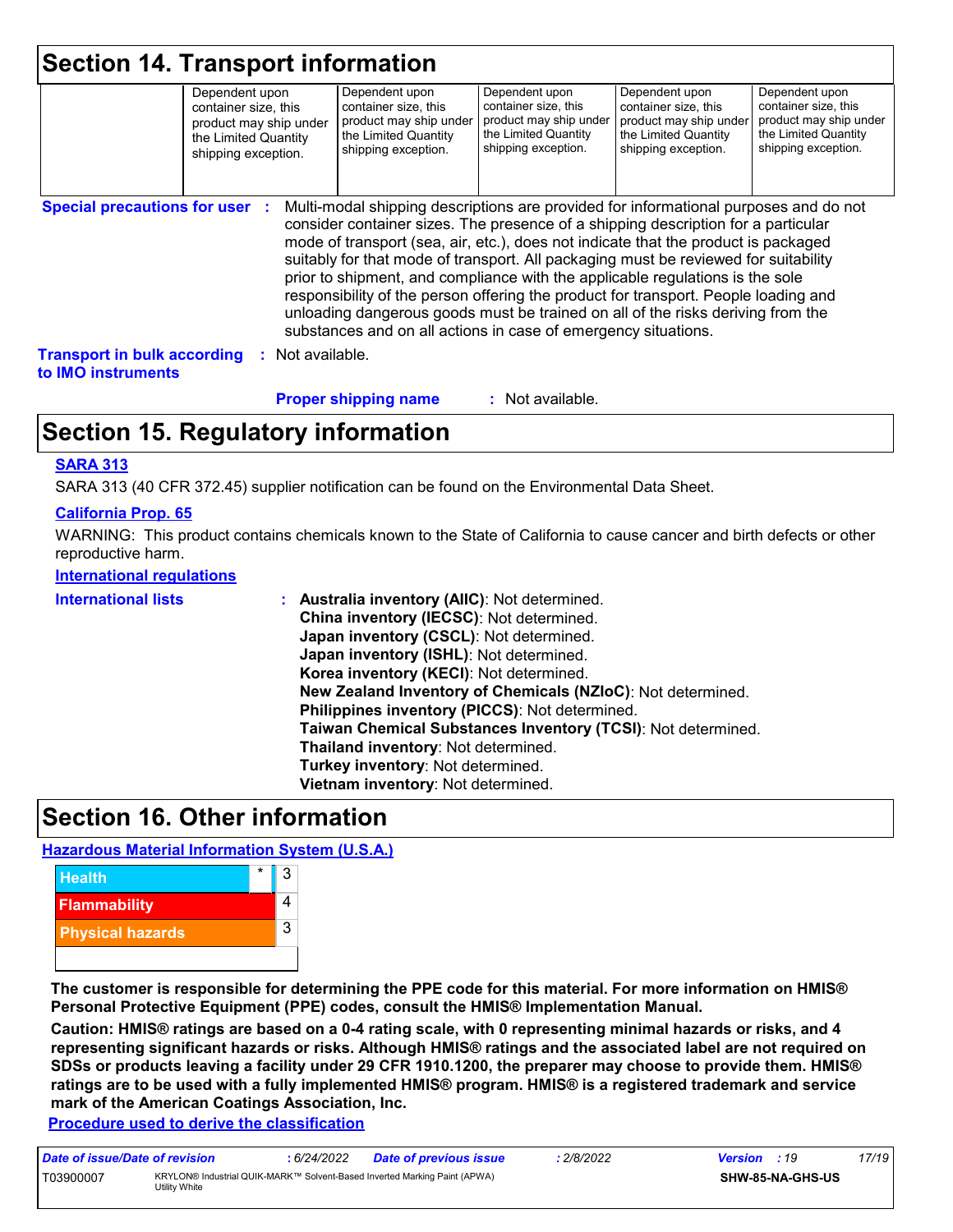## Section 14. Transport information

| | | | | | |
|---|---|---|---|---|---|
| | Dependent upon container size, this product may ship under the Limited Quantity shipping exception. | Dependent upon container size, this product may ship under the Limited Quantity shipping exception. | Dependent upon container size, this product may ship under the Limited Quantity shipping exception. | Dependent upon container size, this product may ship under the Limited Quantity shipping exception. | Dependent upon container size, this product may ship under the Limited Quantity shipping exception. |

**Special precautions for user** : Multi-modal shipping descriptions are provided for informational purposes and do not consider container sizes. The presence of a shipping description for a particular mode of transport (sea, air, etc.), does not indicate that the product is packaged suitably for that mode of transport. All packaging must be reviewed for suitability prior to shipment, and compliance with the applicable regulations is the sole responsibility of the person offering the product for transport. People loading and unloading dangerous goods must be trained on all of the risks deriving from the substances and on all actions in case of emergency situations.

**Transport in bulk according to IMO instruments** : Not available.

**Proper shipping name** : Not available.

## Section 15. Regulatory information

**SARA 313**

SARA 313 (40 CFR 372.45) supplier notification can be found on the Environmental Data Sheet.

**California Prop. 65**

WARNING: This product contains chemicals known to the State of California to cause cancer and birth defects or other reproductive harm.

**International regulations**

**International lists** :
**Australia inventory (AIIC)**: Not determined.
**China inventory (IECSC)**: Not determined.
**Japan inventory (CSCL)**: Not determined.
**Japan inventory (ISHL)**: Not determined.
**Korea inventory (KECI)**: Not determined.
**New Zealand Inventory of Chemicals (NZIoC)**: Not determined.
**Philippines inventory (PICCS)**: Not determined.
**Taiwan Chemical Substances Inventory (TCSI)**: Not determined.
**Thailand inventory**: Not determined.
**Turkey inventory**: Not determined.
**Vietnam inventory**: Not determined.

## Section 16. Other information

**Hazardous Material Information System (U.S.A.)**

| | | |
|---|---|---|
| Health | * | 3 |
| Flammability | | 4 |
| Physical hazards | | 3 |
| | | |

**The customer is responsible for determining the PPE code for this material. For more information on HMIS® Personal Protective Equipment (PPE) codes, consult the HMIS® Implementation Manual.**

**Caution: HMIS® ratings are based on a 0-4 rating scale, with 0 representing minimal hazards or risks, and 4 representing significant hazards or risks. Although HMIS® ratings and the associated label are not required on SDSs or products leaving a facility under 29 CFR 1910.1200, the preparer may choose to provide them. HMIS® ratings are to be used with a fully implemented HMIS® program. HMIS® is a registered trademark and service mark of the American Coatings Association, Inc.**

**Procedure used to derive the classification**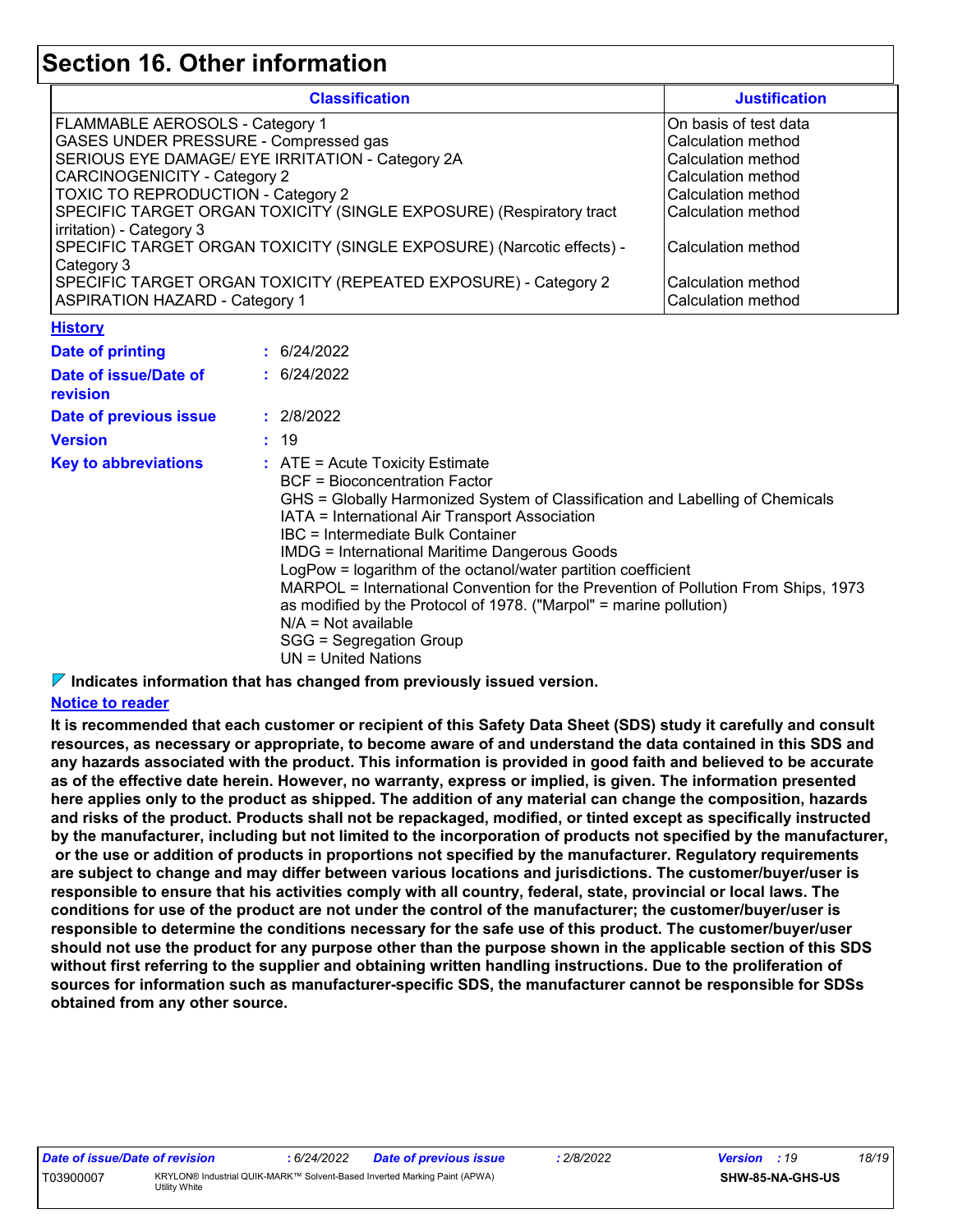# Section 16. Other information

| Classification | Justification |
| --- | --- |
| FLAMMABLE AEROSOLS - Category 1 | On basis of test data |
| GASES UNDER PRESSURE - Compressed gas | Calculation method |
| SERIOUS EYE DAMAGE/ EYE IRRITATION - Category 2A | Calculation method |
| CARCINOGENICITY - Category 2 | Calculation method |
| TOXIC TO REPRODUCTION - Category 2 | Calculation method |
| SPECIFIC TARGET ORGAN TOXICITY (SINGLE EXPOSURE) (Respiratory tract irritation) - Category 3 | Calculation method |
| SPECIFIC TARGET ORGAN TOXICITY (SINGLE EXPOSURE) (Narcotic effects) - Category 3 | Calculation method |
| SPECIFIC TARGET ORGAN TOXICITY (REPEATED EXPOSURE) - Category 2 | Calculation method |
| ASPIRATION HAZARD - Category 1 | Calculation method |

**History**

**Date of printing** : 6/24/2022

**Date of issue/Date of revision** : 6/24/2022

**Date of previous issue** : 2/8/2022

**Version** : 19

**Key to abbreviations** : ATE = Acute Toxicity Estimate
BCF = Bioconcentration Factor
GHS = Globally Harmonized System of Classification and Labelling of Chemicals
IATA = International Air Transport Association
IBC = Intermediate Bulk Container
IMDG = International Maritime Dangerous Goods
LogPow = logarithm of the octanol/water partition coefficient
MARPOL = International Convention for the Prevention of Pollution From Ships, 1973 as modified by the Protocol of 1978. ("Marpol" = marine pollution)
N/A = Not available
SGG = Segregation Group
UN = United Nations

**Indicates information that has changed from previously issued version.**

**Notice to reader**

**It is recommended that each customer or recipient of this Safety Data Sheet (SDS) study it carefully and consult resources, as necessary or appropriate, to become aware of and understand the data contained in this SDS and any hazards associated with the product. This information is provided in good faith and believed to be accurate as of the effective date herein. However, no warranty, express or implied, is given. The information presented here applies only to the product as shipped. The addition of any material can change the composition, hazards and risks of the product. Products shall not be repackaged, modified, or tinted except as specifically instructed by the manufacturer, including but not limited to the incorporation of products not specified by the manufacturer, or the use or addition of products in proportions not specified by the manufacturer. Regulatory requirements are subject to change and may differ between various locations and jurisdictions. The customer/buyer/user is responsible to ensure that his activities comply with all country, federal, state, provincial or local laws. The conditions for use of the product are not under the control of the manufacturer; the customer/buyer/user is responsible to determine the conditions necessary for the safe use of this product. The customer/buyer/user should not use the product for any purpose other than the purpose shown in the applicable section of this SDS without first referring to the supplier and obtaining written handling instructions. Due to the proliferation of sources for information such as manufacturer-specific SDS, the manufacturer cannot be responsible for SDSs obtained from any other source.**